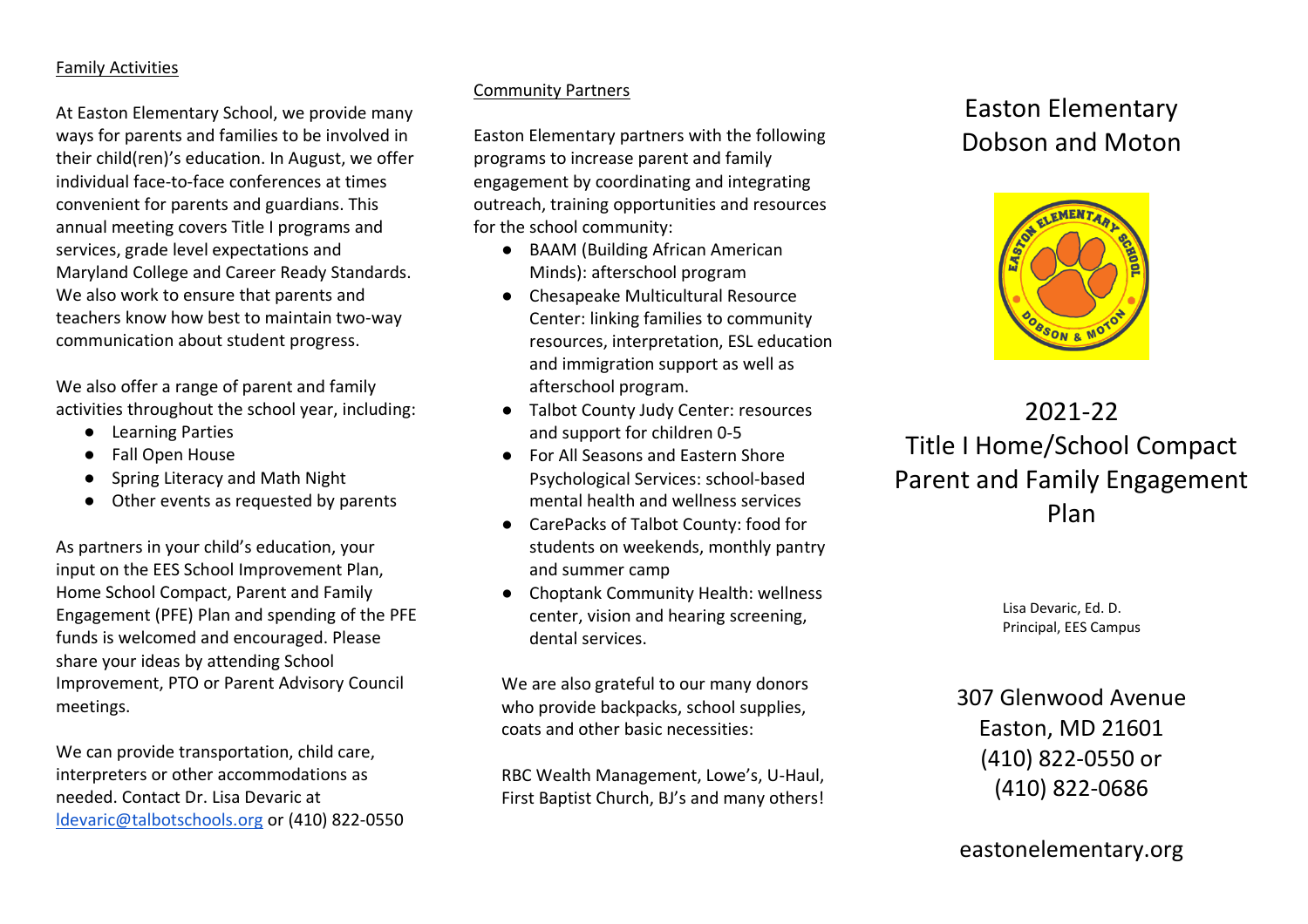## Family Activities

At Easton Elementary School, we provide many ways for parents and families to be involved in their child(ren)'s education. In August, we offer individual face-to-face conferences at times convenient for parents and guardians. This annual meeting covers Title I programs and services, grade level expectations and Maryland College and Career Ready Standards. We also work to ensure that parents and teachers know how best to maintain two-way communication about student progress.

We also offer a range of parent and family activities throughout the school year, including:

- Learning Parties
- Fall Open House
- Spring Literacy and Math Night
- Other events as requested by parents

As partners in your child's education, your input on the EES School Improvement Plan, Home School Compact, Parent and Family Engagement (PFE) Plan and spending of the PFE funds is welcomed and encouraged. Please share your ideas by attending School Improvement, PTO or Parent Advisory Council meetings.

We can provide transportation, child care, interpreters or other accommodations as needed. Contact Dr. Lisa Devaric at ldevaric@talbotschools.org or (410) 822-0550

## Community Partners

Easton Elementary partners with the following programs to increase parent and family engagement by coordinating and integrating outreach, training opportunities and resources for the school community:

- BAAM (Building African American Minds): afterschool program
- Chesapeake Multicultural Resource Center: linking families to community resources, interpretation, ESL education and immigration support as well as afterschool program.
- Talbot County Judy Center: resources and support for children 0-5
- For All Seasons and Eastern Shore Psychological Services: school-based mental health and wellness services
- CarePacks of Talbot County: food for students on weekends, monthly pantry and summer camp
- Choptank Community Health: wellness center, vision and hearing screening, dental services.

We are also grateful to our many donors who provide backpacks, school supplies, coats and other basic necessities:

RBC Wealth Management, Lowe's, U-Haul, First Baptist Church, BJ's and many others!

# Easton Elementary Dobson and Moton

# 2021-22 Title I Home/School Compact Parent and Family Engagement Plan

Lisa Devaric, Ed. D.
Principal, EES Campus

307 Glenwood Avenue
Easton, MD 21601
(410) 822-0550 or
(410) 822-0686

eastonelementary.org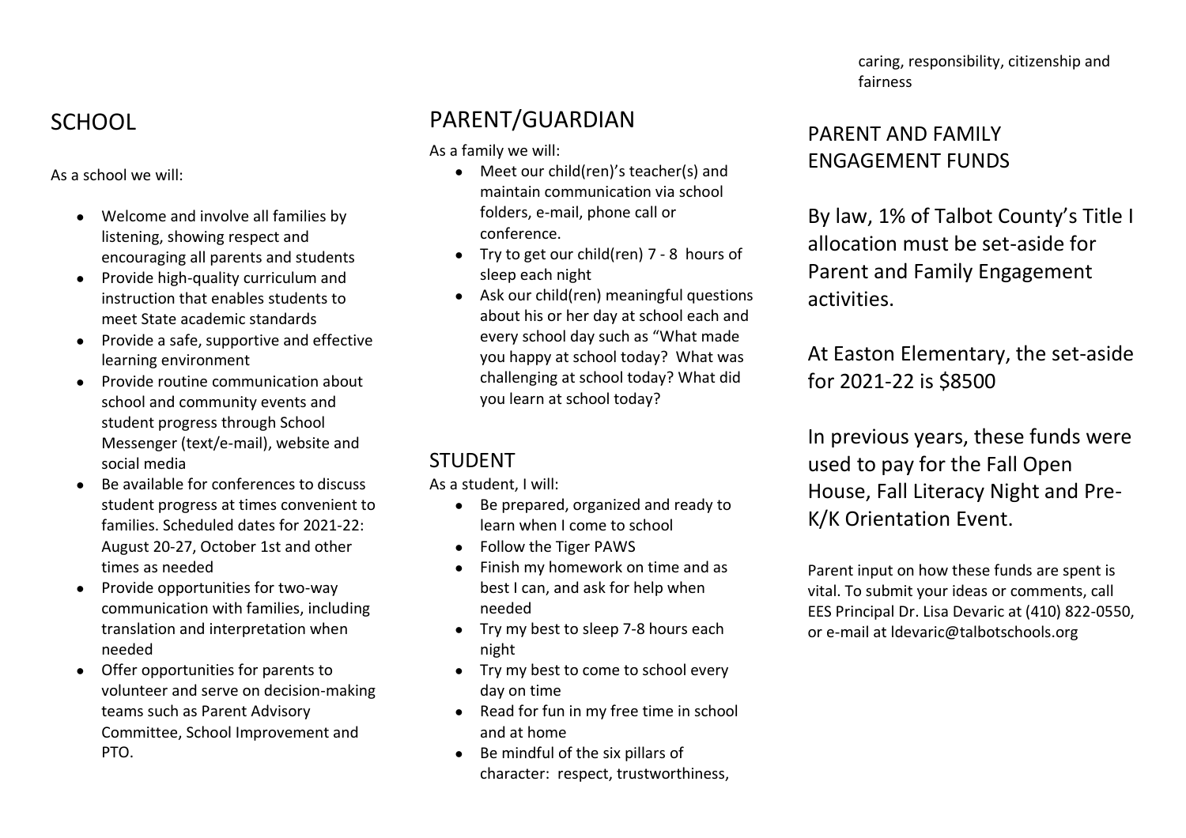## SCHOOL

As a school we will:

- Welcome and involve all families by listening, showing respect and encouraging all parents and students
- Provide high-quality curriculum and instruction that enables students to meet State academic standards
- Provide a safe, supportive and effective learning environment
- Provide routine communication about school and community events and student progress through School Messenger (text/e-mail), website and social media
- Be available for conferences to discuss student progress at times convenient to families. Scheduled dates for 2021-22: August 20-27, October 1st and other times as needed
- Provide opportunities for two-way communication with families, including translation and interpretation when needed
- Offer opportunities for parents to volunteer and serve on decision-making teams such as Parent Advisory Committee, School Improvement and PTO.

## PARENT/GUARDIAN

As a family we will:

- Meet our child(ren)'s teacher(s) and maintain communication via school folders, e-mail, phone call or conference.
- Try to get our child(ren) 7 - 8 hours of sleep each night
- Ask our child(ren) meaningful questions about his or her day at school each and every school day such as "What made you happy at school today? What was challenging at school today? What did you learn at school today?

## STUDENT

As a student, I will:

- Be prepared, organized and ready to learn when I come to school
- Follow the Tiger PAWS
- Finish my homework on time and as best I can, and ask for help when needed
- Try my best to sleep 7-8 hours each night
- Try my best to come to school every day on time
- Read for fun in my free time in school and at home
- Be mindful of the six pillars of character: respect, trustworthiness, caring, responsibility, citizenship and fairness

## PARENT AND FAMILY ENGAGEMENT FUNDS

By law, 1% of Talbot County's Title I allocation must be set-aside for Parent and Family Engagement activities.

At Easton Elementary, the set-aside for 2021-22 is $8500

In previous years, these funds were used to pay for the Fall Open House, Fall Literacy Night and Pre-K/K Orientation Event.

Parent input on how these funds are spent is vital. To submit your ideas or comments, call EES Principal Dr. Lisa Devaric at (410) 822-0550, or e-mail at ldevaric@talbotschools.org